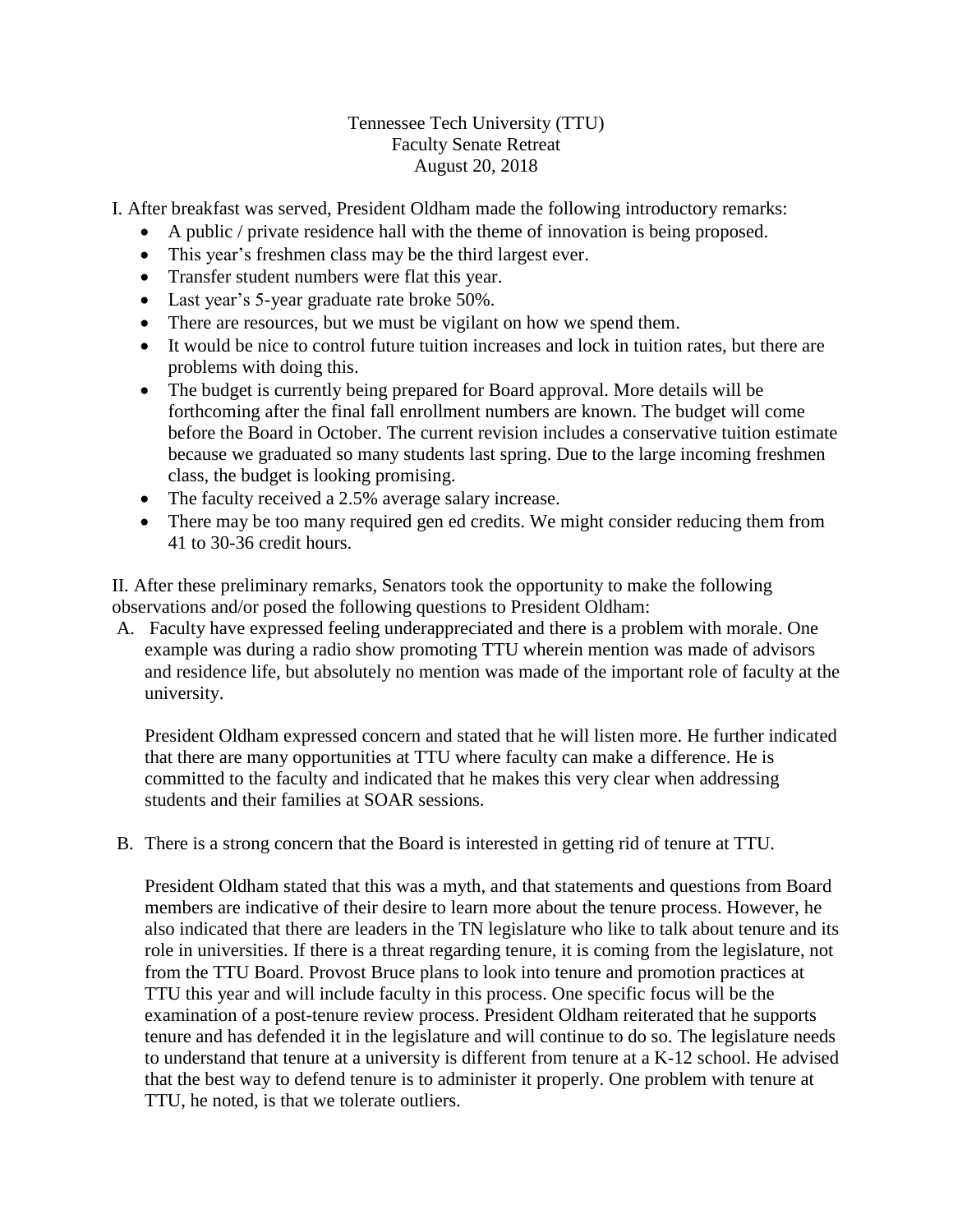Tennessee Tech University (TTU)
Faculty Senate Retreat
August 20, 2018

I. After breakfast was served, President Oldham made the following introductory remarks:

- A public / private residence hall with the theme of innovation is being proposed.
- This year's freshmen class may be the third largest ever.
- Transfer student numbers were flat this year.
- Last year's 5-year graduate rate broke 50%.
- There are resources, but we must be vigilant on how we spend them.
- It would be nice to control future tuition increases and lock in tuition rates, but there are problems with doing this.
- The budget is currently being prepared for Board approval. More details will be forthcoming after the final fall enrollment numbers are known. The budget will come before the Board in October. The current revision includes a conservative tuition estimate because we graduated so many students last spring. Due to the large incoming freshmen class, the budget is looking promising.
- The faculty received a 2.5% average salary increase.
- There may be too many required gen ed credits. We might consider reducing them from 41 to 30-36 credit hours.

II. After these preliminary remarks, Senators took the opportunity to make the following observations and/or posed the following questions to President Oldham:

A. Faculty have expressed feeling underappreciated and there is a problem with morale. One example was during a radio show promoting TTU wherein mention was made of advisors and residence life, but absolutely no mention was made of the important role of faculty at the university.

   President Oldham expressed concern and stated that he will listen more. He further indicated that there are many opportunities at TTU where faculty can make a difference. He is committed to the faculty and indicated that he makes this very clear when addressing students and their families at SOAR sessions.

B. There is a strong concern that the Board is interested in getting rid of tenure at TTU.

   President Oldham stated that this was a myth, and that statements and questions from Board members are indicative of their desire to learn more about the tenure process. However, he also indicated that there are leaders in the TN legislature who like to talk about tenure and its role in universities. If there is a threat regarding tenure, it is coming from the legislature, not from the TTU Board. Provost Bruce plans to look into tenure and promotion practices at TTU this year and will include faculty in this process. One specific focus will be the examination of a post-tenure review process. President Oldham reiterated that he supports tenure and has defended it in the legislature and will continue to do so. The legislature needs to understand that tenure at a university is different from tenure at a K-12 school. He advised that the best way to defend tenure is to administer it properly. One problem with tenure at TTU, he noted, is that we tolerate outliers.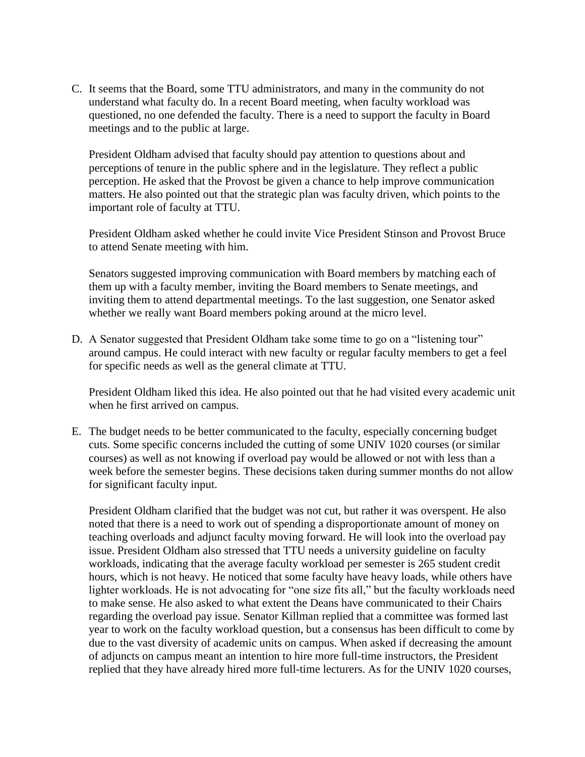C. It seems that the Board, some TTU administrators, and many in the community do not understand what faculty do. In a recent Board meeting, when faculty workload was questioned, no one defended the faculty. There is a need to support the faculty in Board meetings and to the public at large.

   President Oldham advised that faculty should pay attention to questions about and perceptions of tenure in the public sphere and in the legislature. They reflect a public perception. He asked that the Provost be given a chance to help improve communication matters. He also pointed out that the strategic plan was faculty driven, which points to the important role of faculty at TTU.

   President Oldham asked whether he could invite Vice President Stinson and Provost Bruce to attend Senate meeting with him.

   Senators suggested improving communication with Board members by matching each of them up with a faculty member, inviting the Board members to Senate meetings, and inviting them to attend departmental meetings. To the last suggestion, one Senator asked whether we really want Board members poking around at the micro level.

D. A Senator suggested that President Oldham take some time to go on a "listening tour" around campus. He could interact with new faculty or regular faculty members to get a feel for specific needs as well as the general climate at TTU.

   President Oldham liked this idea. He also pointed out that he had visited every academic unit when he first arrived on campus.

E. The budget needs to be better communicated to the faculty, especially concerning budget cuts. Some specific concerns included the cutting of some UNIV 1020 courses (or similar courses) as well as not knowing if overload pay would be allowed or not with less than a week before the semester begins. These decisions taken during summer months do not allow for significant faculty input.

   President Oldham clarified that the budget was not cut, but rather it was overspent. He also noted that there is a need to work out of spending a disproportionate amount of money on teaching overloads and adjunct faculty moving forward. He will look into the overload pay issue. President Oldham also stressed that TTU needs a university guideline on faculty workloads, indicating that the average faculty workload per semester is 265 student credit hours, which is not heavy. He noticed that some faculty have heavy loads, while others have lighter workloads. He is not advocating for "one size fits all," but the faculty workloads need to make sense. He also asked to what extent the Deans have communicated to their Chairs regarding the overload pay issue. Senator Killman replied that a committee was formed last year to work on the faculty workload question, but a consensus has been difficult to come by due to the vast diversity of academic units on campus. When asked if decreasing the amount of adjuncts on campus meant an intention to hire more full-time instructors, the President replied that they have already hired more full-time lecturers. As for the UNIV 1020 courses,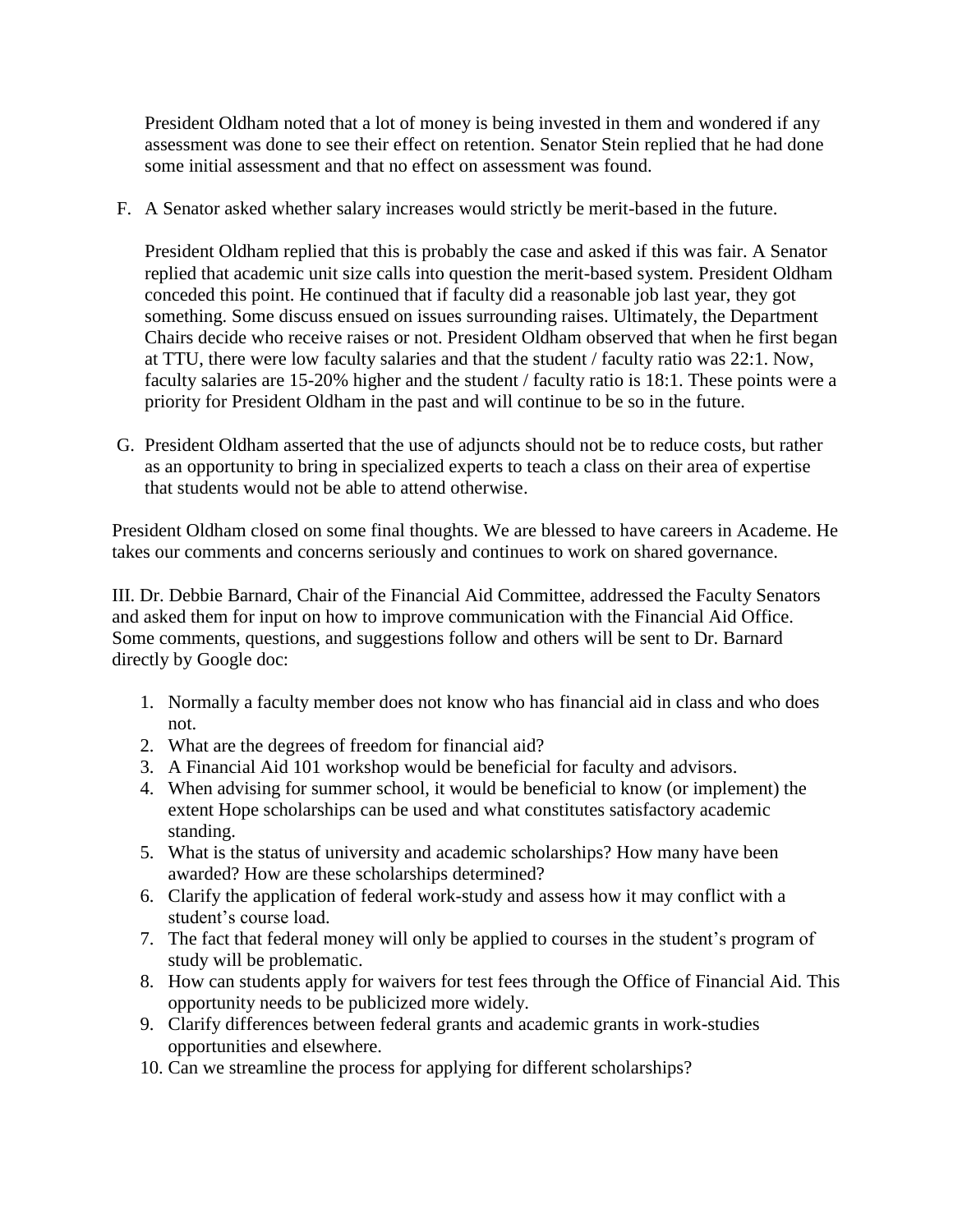President Oldham noted that a lot of money is being invested in them and wondered if any assessment was done to see their effect on retention. Senator Stein replied that he had done some initial assessment and that no effect on assessment was found.

F. A Senator asked whether salary increases would strictly be merit-based in the future.

   President Oldham replied that this is probably the case and asked if this was fair. A Senator replied that academic unit size calls into question the merit-based system. President Oldham conceded this point. He continued that if faculty did a reasonable job last year, they got something. Some discuss ensued on issues surrounding raises. Ultimately, the Department Chairs decide who receive raises or not. President Oldham observed that when he first began at TTU, there were low faculty salaries and that the student / faculty ratio was 22:1. Now, faculty salaries are 15-20% higher and the student / faculty ratio is 18:1. These points were a priority for President Oldham in the past and will continue to be so in the future.

G. President Oldham asserted that the use of adjuncts should not be to reduce costs, but rather as an opportunity to bring in specialized experts to teach a class on their area of expertise that students would not be able to attend otherwise.

President Oldham closed on some final thoughts. We are blessed to have careers in Academe. He takes our comments and concerns seriously and continues to work on shared governance.

III. Dr. Debbie Barnard, Chair of the Financial Aid Committee, addressed the Faculty Senators and asked them for input on how to improve communication with the Financial Aid Office. Some comments, questions, and suggestions follow and others will be sent to Dr. Barnard directly by Google doc:

1. Normally a faculty member does not know who has financial aid in class and who does not.
2. What are the degrees of freedom for financial aid?
3. A Financial Aid 101 workshop would be beneficial for faculty and advisors.
4. When advising for summer school, it would be beneficial to know (or implement) the extent Hope scholarships can be used and what constitutes satisfactory academic standing.
5. What is the status of university and academic scholarships? How many have been awarded? How are these scholarships determined?
6. Clarify the application of federal work-study and assess how it may conflict with a student's course load.
7. The fact that federal money will only be applied to courses in the student's program of study will be problematic.
8. How can students apply for waivers for test fees through the Office of Financial Aid. This opportunity needs to be publicized more widely.
9. Clarify differences between federal grants and academic grants in work-studies opportunities and elsewhere.
10. Can we streamline the process for applying for different scholarships?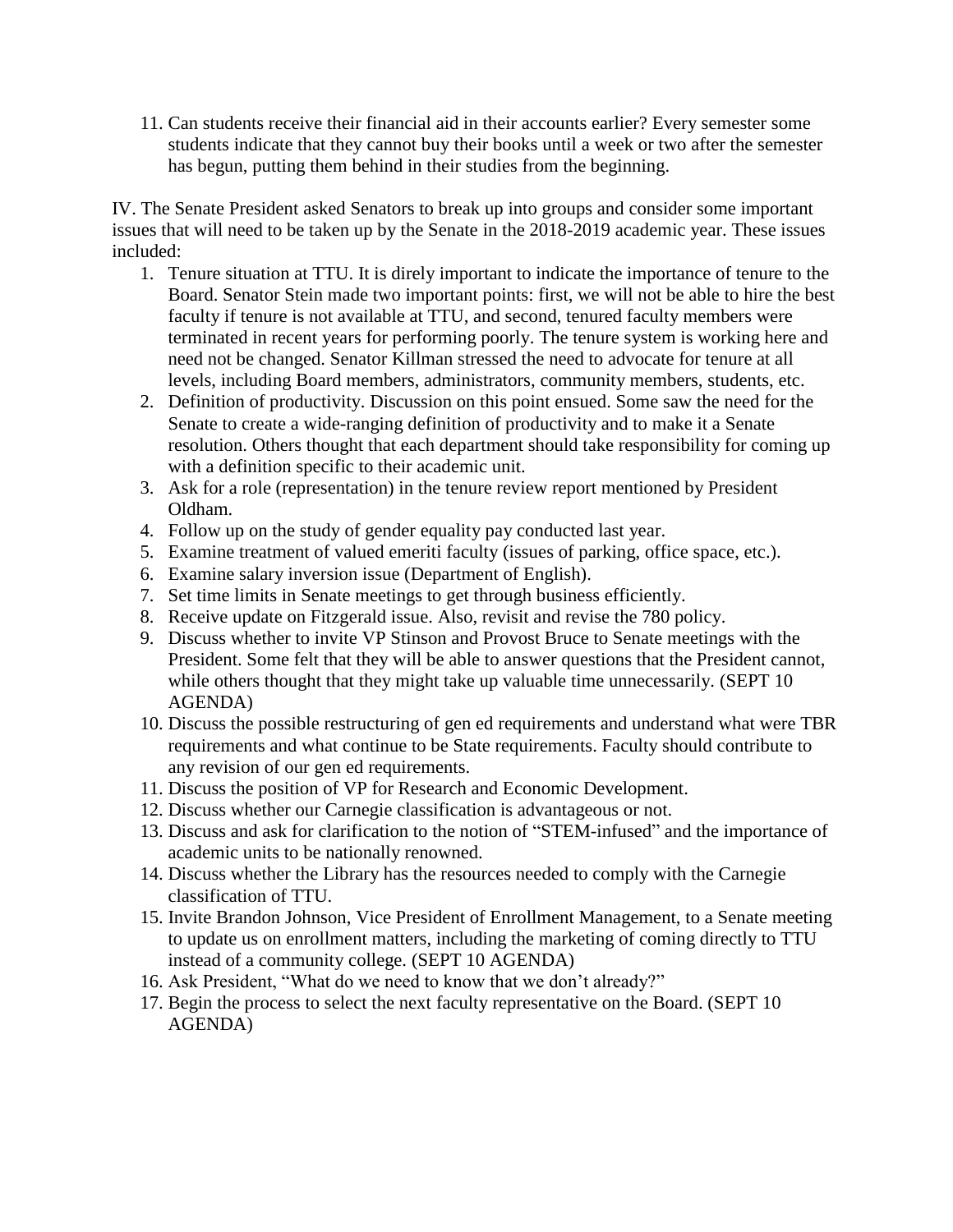11. Can students receive their financial aid in their accounts earlier? Every semester some students indicate that they cannot buy their books until a week or two after the semester has begun, putting them behind in their studies from the beginning.

IV. The Senate President asked Senators to break up into groups and consider some important issues that will need to be taken up by the Senate in the 2018-2019 academic year. These issues included:

1. Tenure situation at TTU. It is direly important to indicate the importance of tenure to the Board. Senator Stein made two important points: first, we will not be able to hire the best faculty if tenure is not available at TTU, and second, tenured faculty members were terminated in recent years for performing poorly. The tenure system is working here and need not be changed. Senator Killman stressed the need to advocate for tenure at all levels, including Board members, administrators, community members, students, etc.
2. Definition of productivity. Discussion on this point ensued. Some saw the need for the Senate to create a wide-ranging definition of productivity and to make it a Senate resolution. Others thought that each department should take responsibility for coming up with a definition specific to their academic unit.
3. Ask for a role (representation) in the tenure review report mentioned by President Oldham.
4. Follow up on the study of gender equality pay conducted last year.
5. Examine treatment of valued emeriti faculty (issues of parking, office space, etc.).
6. Examine salary inversion issue (Department of English).
7. Set time limits in Senate meetings to get through business efficiently.
8. Receive update on Fitzgerald issue. Also, revisit and revise the 780 policy.
9. Discuss whether to invite VP Stinson and Provost Bruce to Senate meetings with the President. Some felt that they will be able to answer questions that the President cannot, while others thought that they might take up valuable time unnecessarily. (SEPT 10 AGENDA)
10. Discuss the possible restructuring of gen ed requirements and understand what were TBR requirements and what continue to be State requirements. Faculty should contribute to any revision of our gen ed requirements.
11. Discuss the position of VP for Research and Economic Development.
12. Discuss whether our Carnegie classification is advantageous or not.
13. Discuss and ask for clarification to the notion of "STEM-infused" and the importance of academic units to be nationally renowned.
14. Discuss whether the Library has the resources needed to comply with the Carnegie classification of TTU.
15. Invite Brandon Johnson, Vice President of Enrollment Management, to a Senate meeting to update us on enrollment matters, including the marketing of coming directly to TTU instead of a community college. (SEPT 10 AGENDA)
16. Ask President, "What do we need to know that we don't already?"
17. Begin the process to select the next faculty representative on the Board. (SEPT 10 AGENDA)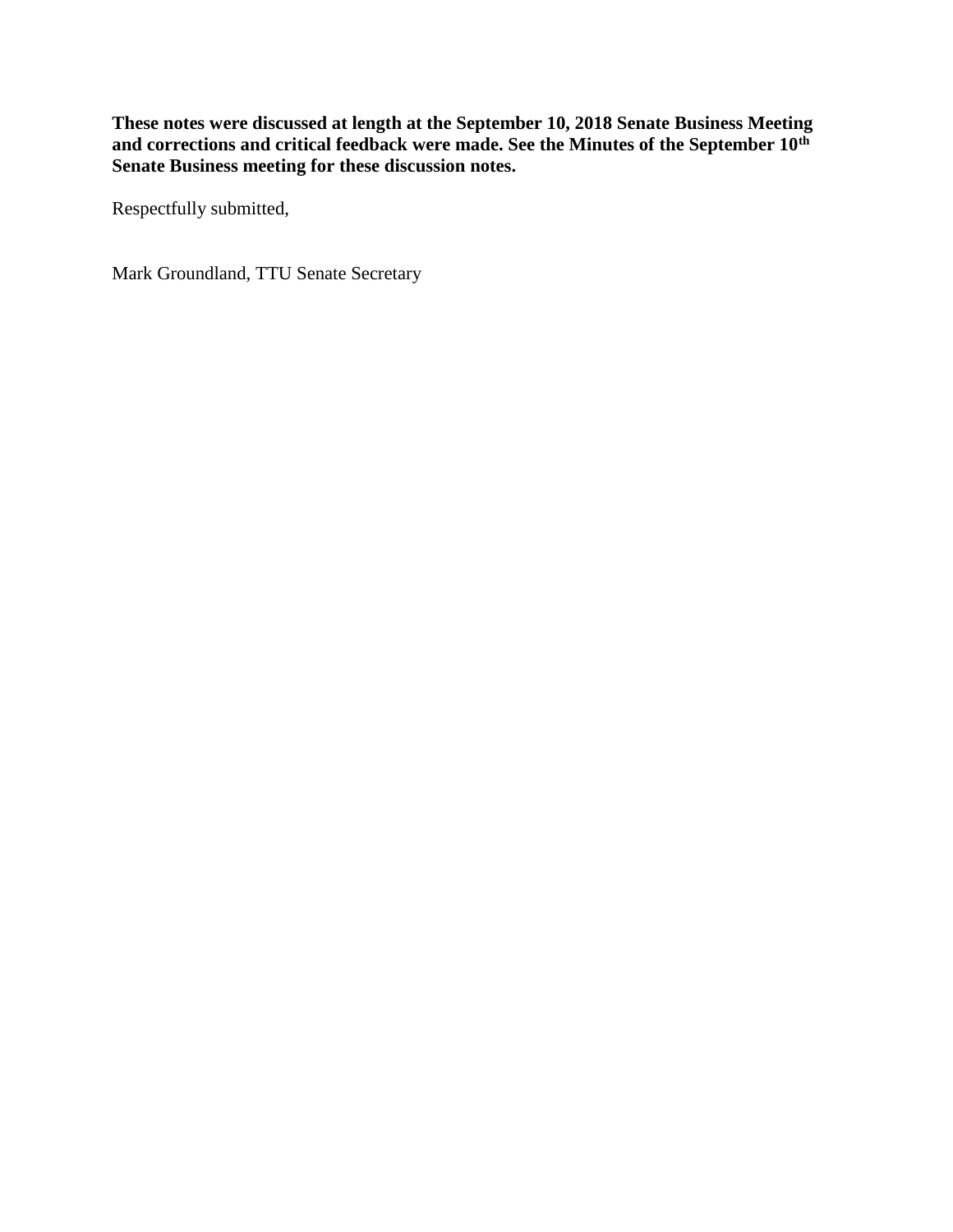**These notes were discussed at length at the September 10, 2018 Senate Business Meeting and corrections and critical feedback were made. See the Minutes of the September 10th Senate Business meeting for these discussion notes.**

Respectfully submitted,

Mark Groundland, TTU Senate Secretary